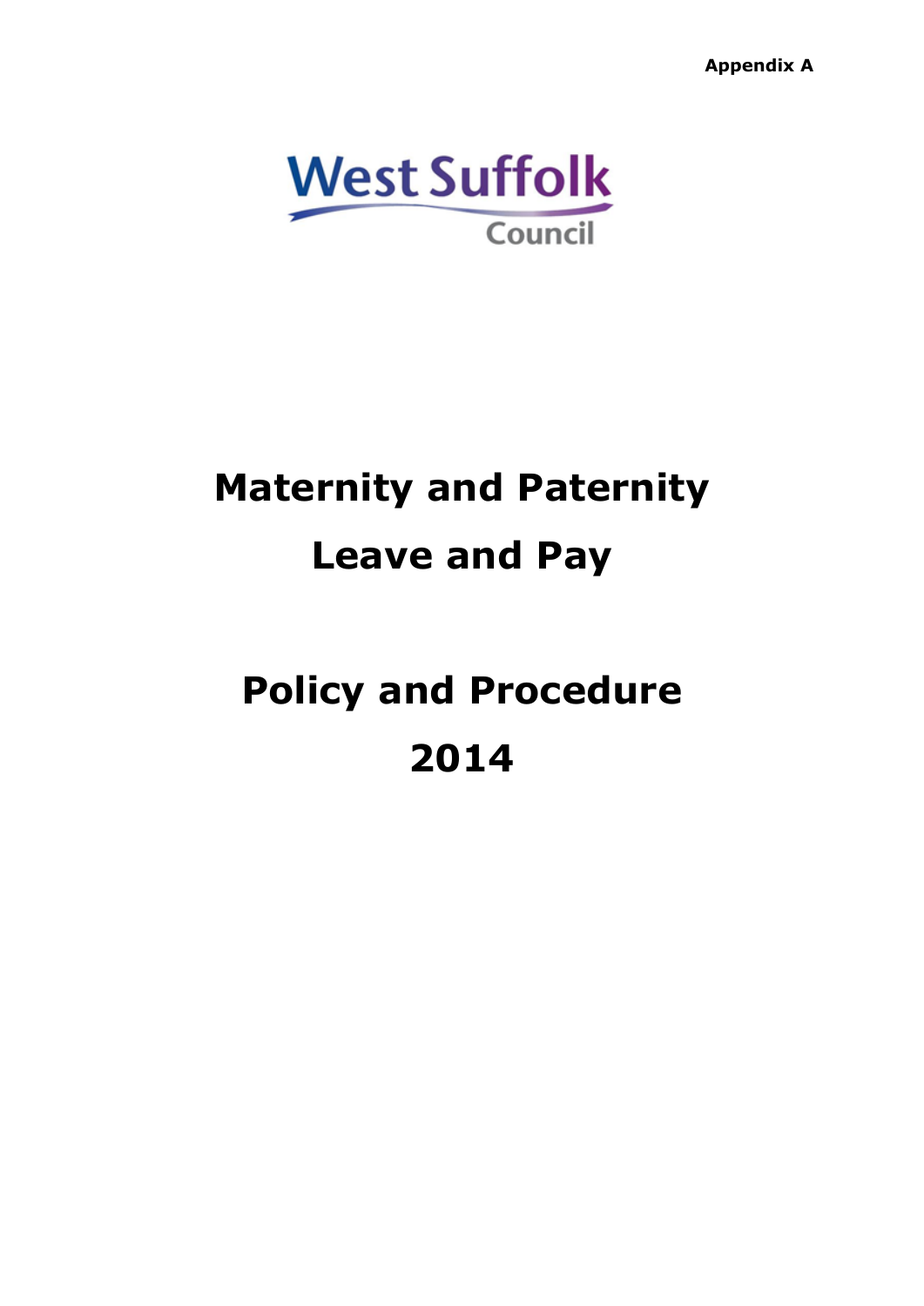**Appendix A**

West Suffolk Council

# Maternity and Paternity Leave and Pay

# Policy and Procedure 2014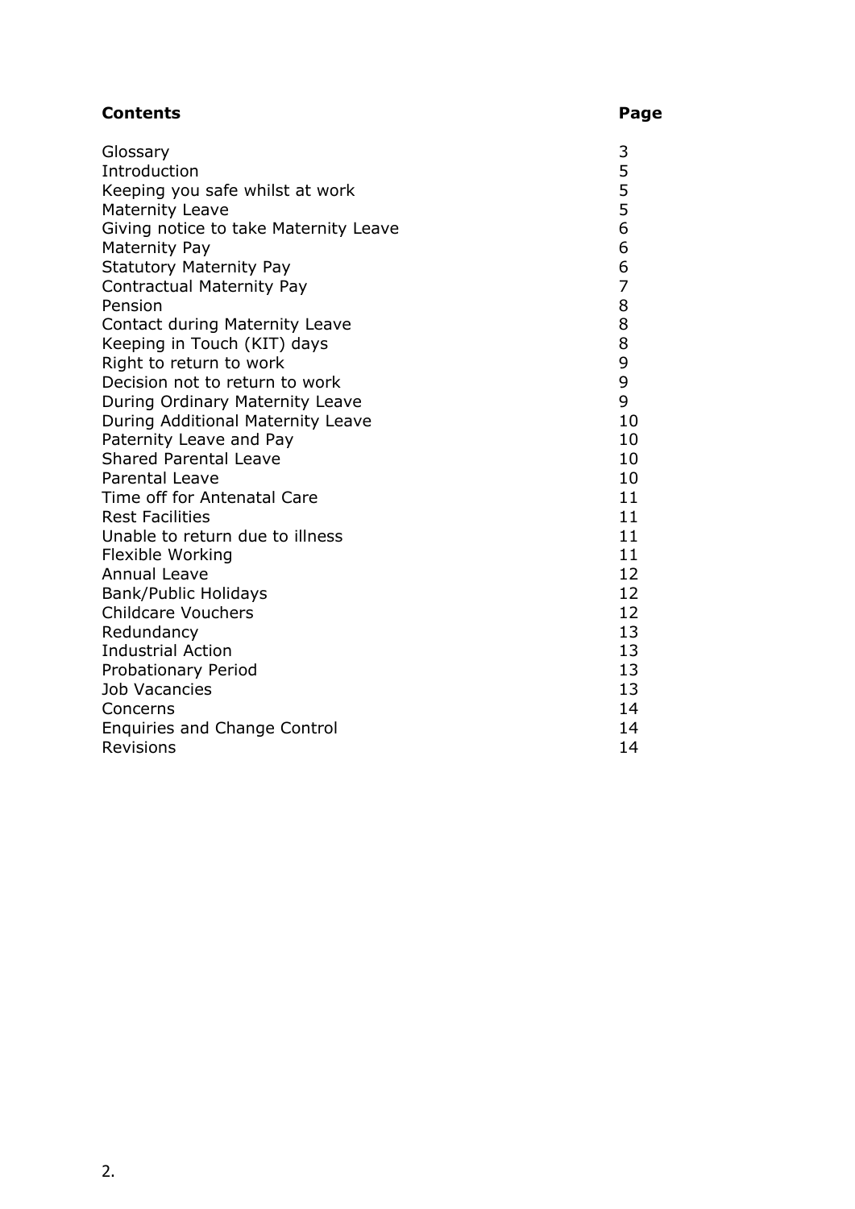| **Contents** | **Page** |
| --- | --- |
| Glossary | 3 |
| Introduction | 5 |
| Keeping you safe whilst at work | 5 |
| Maternity Leave | 5 |
| Giving notice to take Maternity Leave | 6 |
| Maternity Pay | 6 |
| Statutory Maternity Pay | 6 |
| Contractual Maternity Pay | 7 |
| Pension | 8 |
| Contact during Maternity Leave | 8 |
| Keeping in Touch (KIT) days | 8 |
| Right to return to work | 9 |
| Decision not to return to work | 9 |
| During Ordinary Maternity Leave | 9 |
| During Additional Maternity Leave | 10 |
| Paternity Leave and Pay | 10 |
| Shared Parental Leave | 10 |
| Parental Leave | 10 |
| Time off for Antenatal Care | 11 |
| Rest Facilities | 11 |
| Unable to return due to illness | 11 |
| Flexible Working | 11 |
| Annual Leave | 12 |
| Bank/Public Holidays | 12 |
| Childcare Vouchers | 12 |
| Redundancy | 13 |
| Industrial Action | 13 |
| Probationary Period | 13 |
| Job Vacancies | 13 |
| Concerns | 14 |
| Enquiries and Change Control | 14 |
| Revisions | 14 |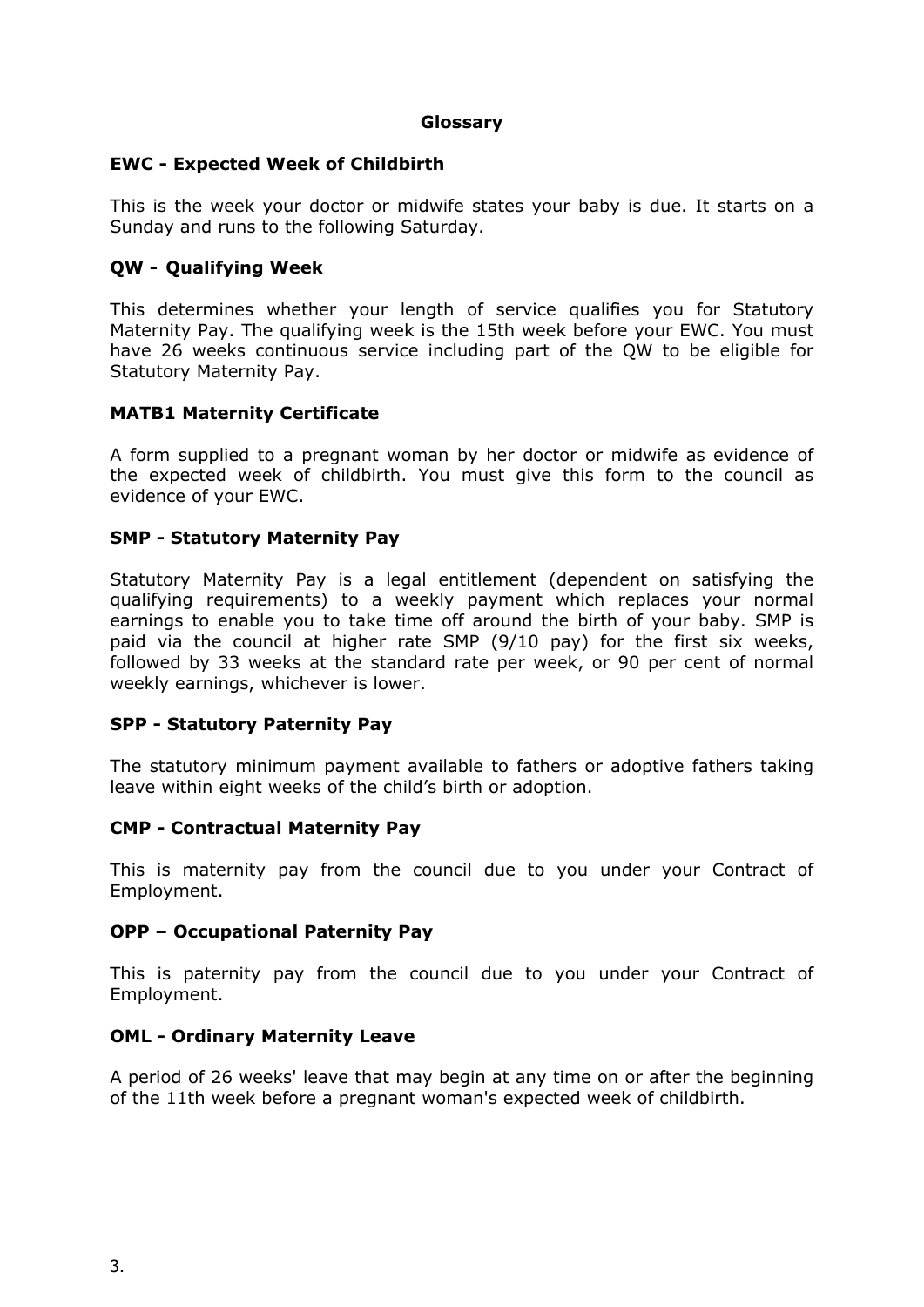## Glossary

### EWC - Expected Week of Childbirth

This is the week your doctor or midwife states your baby is due. It starts on a Sunday and runs to the following Saturday.

### QW - Qualifying Week

This determines whether your length of service qualifies you for Statutory Maternity Pay. The qualifying week is the 15th week before your EWC. You must have 26 weeks continuous service including part of the QW to be eligible for Statutory Maternity Pay.

### MATB1 Maternity Certificate

A form supplied to a pregnant woman by her doctor or midwife as evidence of the expected week of childbirth. You must give this form to the council as evidence of your EWC.

### SMP - Statutory Maternity Pay

Statutory Maternity Pay is a legal entitlement (dependent on satisfying the qualifying requirements) to a weekly payment which replaces your normal earnings to enable you to take time off around the birth of your baby. SMP is paid via the council at higher rate SMP (9/10 pay) for the first six weeks, followed by 33 weeks at the standard rate per week, or 90 per cent of normal weekly earnings, whichever is lower.

### SPP - Statutory Paternity Pay

The statutory minimum payment available to fathers or adoptive fathers taking leave within eight weeks of the child's birth or adoption.

### CMP - Contractual Maternity Pay

This is maternity pay from the council due to you under your Contract of Employment.

### OPP – Occupational Paternity Pay

This is paternity pay from the council due to you under your Contract of Employment.

### OML - Ordinary Maternity Leave

A period of 26 weeks' leave that may begin at any time on or after the beginning of the 11th week before a pregnant woman's expected week of childbirth.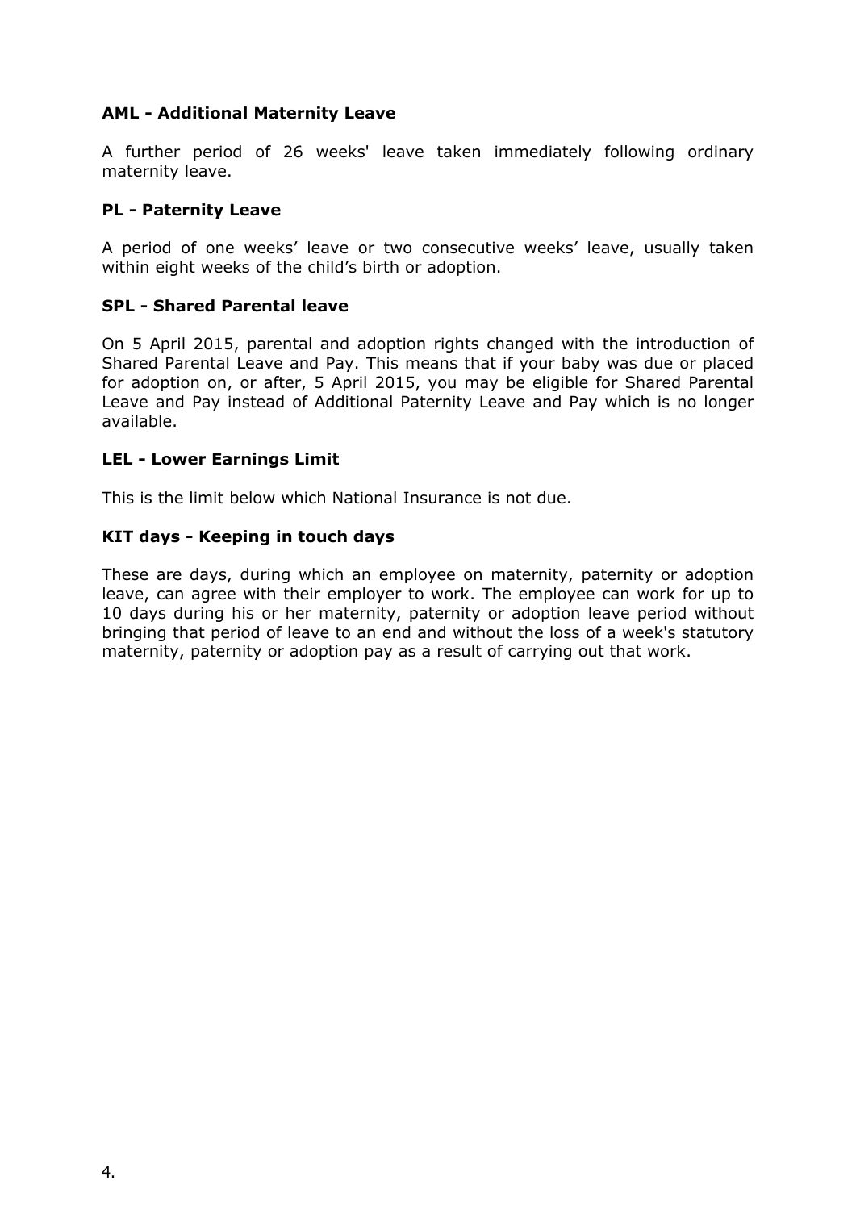**AML - Additional Maternity Leave**

A further period of 26 weeks' leave taken immediately following ordinary maternity leave.

**PL - Paternity Leave**

A period of one weeks' leave or two consecutive weeks' leave, usually taken within eight weeks of the child's birth or adoption.

**SPL - Shared Parental leave**

On 5 April 2015, parental and adoption rights changed with the introduction of Shared Parental Leave and Pay. This means that if your baby was due or placed for adoption on, or after, 5 April 2015, you may be eligible for Shared Parental Leave and Pay instead of Additional Paternity Leave and Pay which is no longer available.

**LEL - Lower Earnings Limit**

This is the limit below which National Insurance is not due.

**KIT days - Keeping in touch days**

These are days, during which an employee on maternity, paternity or adoption leave, can agree with their employer to work. The employee can work for up to 10 days during his or her maternity, paternity or adoption leave period without bringing that period of leave to an end and without the loss of a week's statutory maternity, paternity or adoption pay as a result of carrying out that work.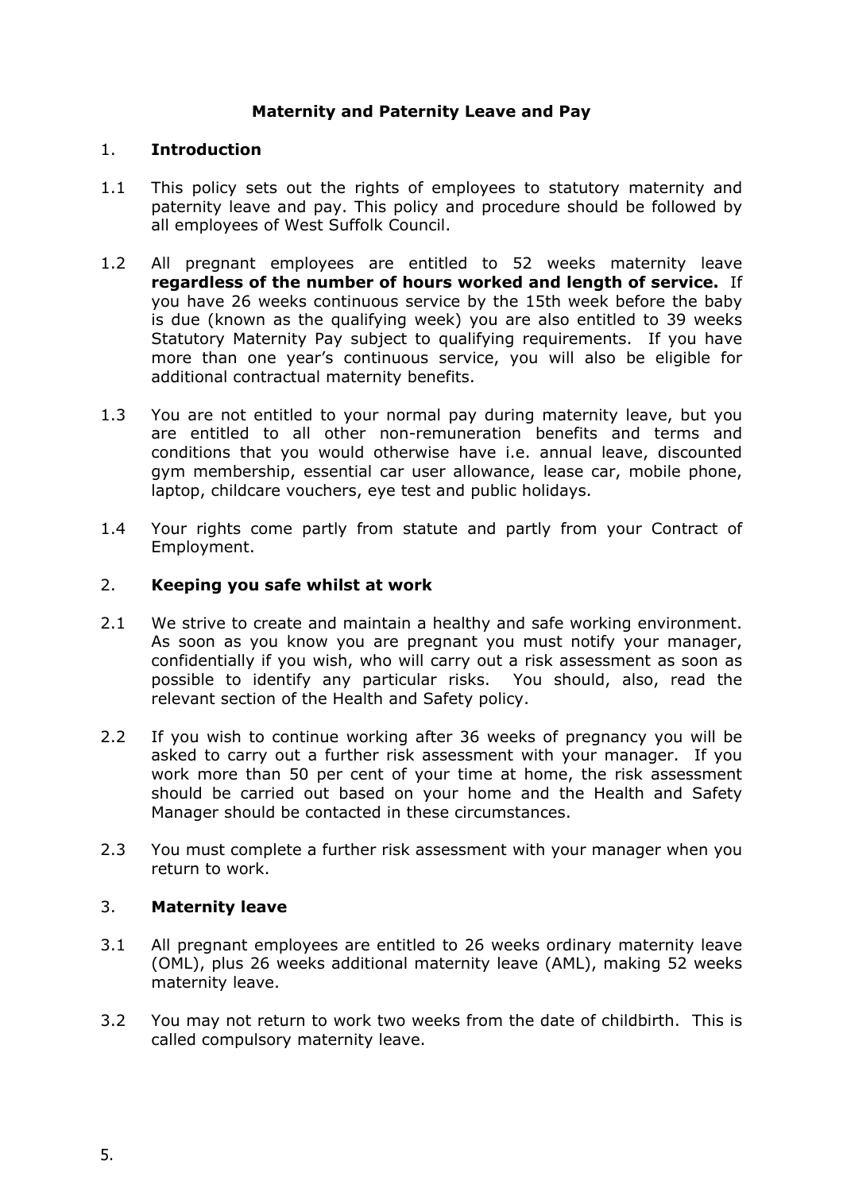# Maternity and Paternity Leave and Pay

## 1. Introduction

1.1 This policy sets out the rights of employees to statutory maternity and paternity leave and pay. This policy and procedure should be followed by all employees of West Suffolk Council.

1.2 All pregnant employees are entitled to 52 weeks maternity leave **regardless of the number of hours worked and length of service.** If you have 26 weeks continuous service by the 15th week before the baby is due (known as the qualifying week) you are also entitled to 39 weeks Statutory Maternity Pay subject to qualifying requirements. If you have more than one year's continuous service, you will also be eligible for additional contractual maternity benefits.

1.3 You are not entitled to your normal pay during maternity leave, but you are entitled to all other non-remuneration benefits and terms and conditions that you would otherwise have i.e. annual leave, discounted gym membership, essential car user allowance, lease car, mobile phone, laptop, childcare vouchers, eye test and public holidays.

1.4 Your rights come partly from statute and partly from your Contract of Employment.

## 2. Keeping you safe whilst at work

2.1 We strive to create and maintain a healthy and safe working environment. As soon as you know you are pregnant you must notify your manager, confidentially if you wish, who will carry out a risk assessment as soon as possible to identify any particular risks. You should, also, read the relevant section of the Health and Safety policy.

2.2 If you wish to continue working after 36 weeks of pregnancy you will be asked to carry out a further risk assessment with your manager. If you work more than 50 per cent of your time at home, the risk assessment should be carried out based on your home and the Health and Safety Manager should be contacted in these circumstances.

2.3 You must complete a further risk assessment with your manager when you return to work.

## 3. Maternity leave

3.1 All pregnant employees are entitled to 26 weeks ordinary maternity leave (OML), plus 26 weeks additional maternity leave (AML), making 52 weeks maternity leave.

3.2 You may not return to work two weeks from the date of childbirth. This is called compulsory maternity leave.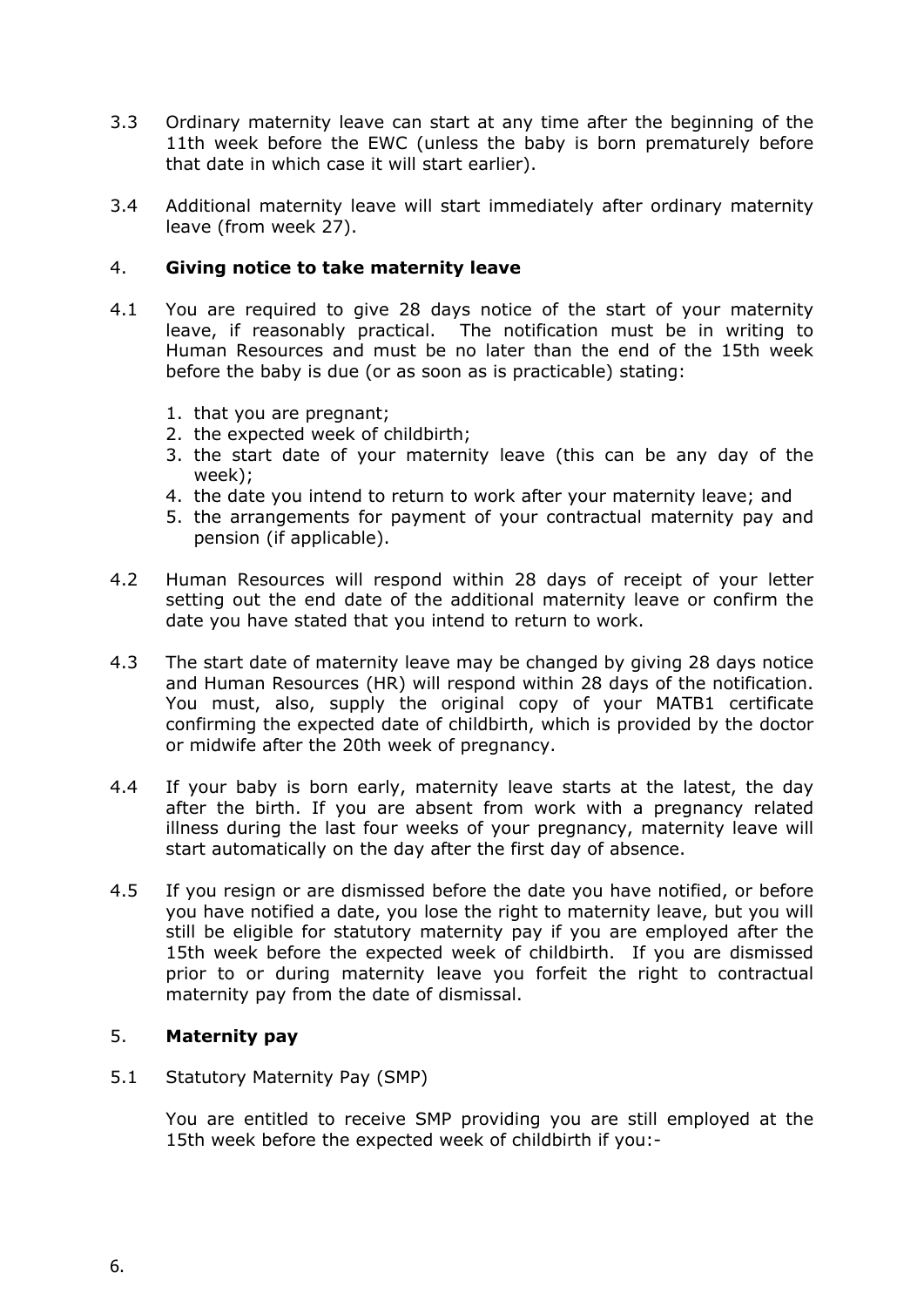3.3 Ordinary maternity leave can start at any time after the beginning of the 11th week before the EWC (unless the baby is born prematurely before that date in which case it will start earlier).

3.4 Additional maternity leave will start immediately after ordinary maternity leave (from week 27).

## 4. Giving notice to take maternity leave

4.1 You are required to give 28 days notice of the start of your maternity leave, if reasonably practical. The notification must be in writing to Human Resources and must be no later than the end of the 15th week before the baby is due (or as soon as is practicable) stating:

1. that you are pregnant;
2. the expected week of childbirth;
3. the start date of your maternity leave (this can be any day of the week);
4. the date you intend to return to work after your maternity leave; and
5. the arrangements for payment of your contractual maternity pay and pension (if applicable).

4.2 Human Resources will respond within 28 days of receipt of your letter setting out the end date of the additional maternity leave or confirm the date you have stated that you intend to return to work.

4.3 The start date of maternity leave may be changed by giving 28 days notice and Human Resources (HR) will respond within 28 days of the notification. You must, also, supply the original copy of your MATB1 certificate confirming the expected date of childbirth, which is provided by the doctor or midwife after the 20th week of pregnancy.

4.4 If your baby is born early, maternity leave starts at the latest, the day after the birth. If you are absent from work with a pregnancy related illness during the last four weeks of your pregnancy, maternity leave will start automatically on the day after the first day of absence.

4.5 If you resign or are dismissed before the date you have notified, or before you have notified a date, you lose the right to maternity leave, but you will still be eligible for statutory maternity pay if you are employed after the 15th week before the expected week of childbirth. If you are dismissed prior to or during maternity leave you forfeit the right to contractual maternity pay from the date of dismissal.

## 5. Maternity pay

5.1 Statutory Maternity Pay (SMP)

You are entitled to receive SMP providing you are still employed at the 15th week before the expected week of childbirth if you:-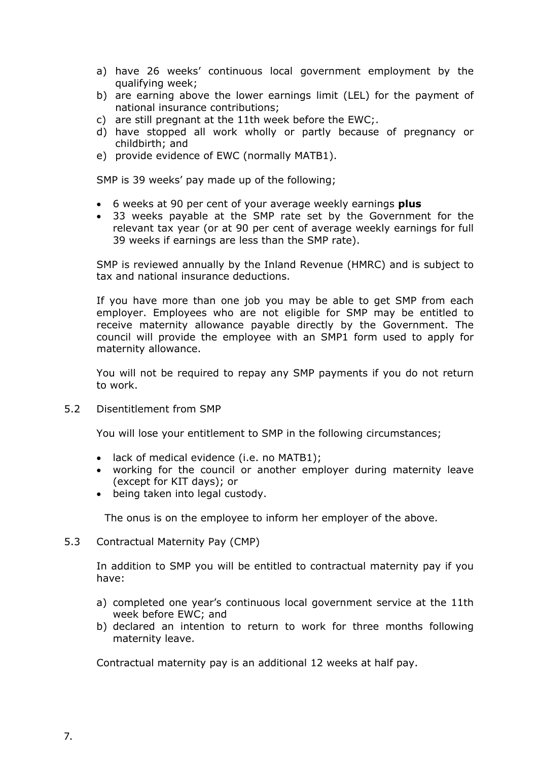a) have 26 weeks' continuous local government employment by the qualifying week;
b) are earning above the lower earnings limit (LEL) for the payment of national insurance contributions;
c) are still pregnant at the 11th week before the EWC;.
d) have stopped all work wholly or partly because of pregnancy or childbirth; and
e) provide evidence of EWC (normally MATB1).

SMP is 39 weeks' pay made up of the following;

- 6 weeks at 90 per cent of your average weekly earnings **plus**
- 33 weeks payable at the SMP rate set by the Government for the relevant tax year (or at 90 per cent of average weekly earnings for full 39 weeks if earnings are less than the SMP rate).

SMP is reviewed annually by the Inland Revenue (HMRC) and is subject to tax and national insurance deductions.

If you have more than one job you may be able to get SMP from each employer. Employees who are not eligible for SMP may be entitled to receive maternity allowance payable directly by the Government. The council will provide the employee with an SMP1 form used to apply for maternity allowance.

You will not be required to repay any SMP payments if you do not return to work.

5.2 Disentitlement from SMP

You will lose your entitlement to SMP in the following circumstances;

- lack of medical evidence (i.e. no MATB1);
- working for the council or another employer during maternity leave (except for KIT days); or
- being taken into legal custody.

The onus is on the employee to inform her employer of the above.

5.3 Contractual Maternity Pay (CMP)

In addition to SMP you will be entitled to contractual maternity pay if you have:

a) completed one year's continuous local government service at the 11th week before EWC; and
b) declared an intention to return to work for three months following maternity leave.

Contractual maternity pay is an additional 12 weeks at half pay.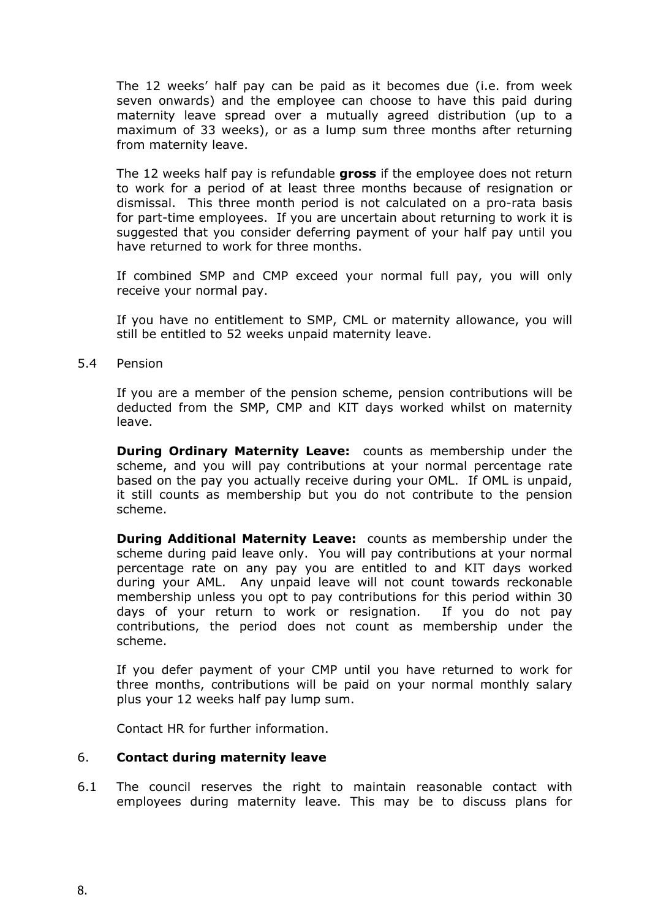The 12 weeks' half pay can be paid as it becomes due (i.e. from week seven onwards) and the employee can choose to have this paid during maternity leave spread over a mutually agreed distribution (up to a maximum of 33 weeks), or as a lump sum three months after returning from maternity leave.

The 12 weeks half pay is refundable **gross** if the employee does not return to work for a period of at least three months because of resignation or dismissal. This three month period is not calculated on a pro-rata basis for part-time employees. If you are uncertain about returning to work it is suggested that you consider deferring payment of your half pay until you have returned to work for three months.

If combined SMP and CMP exceed your normal full pay, you will only receive your normal pay.

If you have no entitlement to SMP, CML or maternity allowance, you will still be entitled to 52 weeks unpaid maternity leave.

5.4 Pension

If you are a member of the pension scheme, pension contributions will be deducted from the SMP, CMP and KIT days worked whilst on maternity leave.

**During Ordinary Maternity Leave:** counts as membership under the scheme, and you will pay contributions at your normal percentage rate based on the pay you actually receive during your OML. If OML is unpaid, it still counts as membership but you do not contribute to the pension scheme.

**During Additional Maternity Leave:** counts as membership under the scheme during paid leave only. You will pay contributions at your normal percentage rate on any pay you are entitled to and KIT days worked during your AML. Any unpaid leave will not count towards reckonable membership unless you opt to pay contributions for this period within 30 days of your return to work or resignation. If you do not pay contributions, the period does not count as membership under the scheme.

If you defer payment of your CMP until you have returned to work for three months, contributions will be paid on your normal monthly salary plus your 12 weeks half pay lump sum.

Contact HR for further information.

## 6. Contact during maternity leave

6.1 The council reserves the right to maintain reasonable contact with employees during maternity leave. This may be to discuss plans for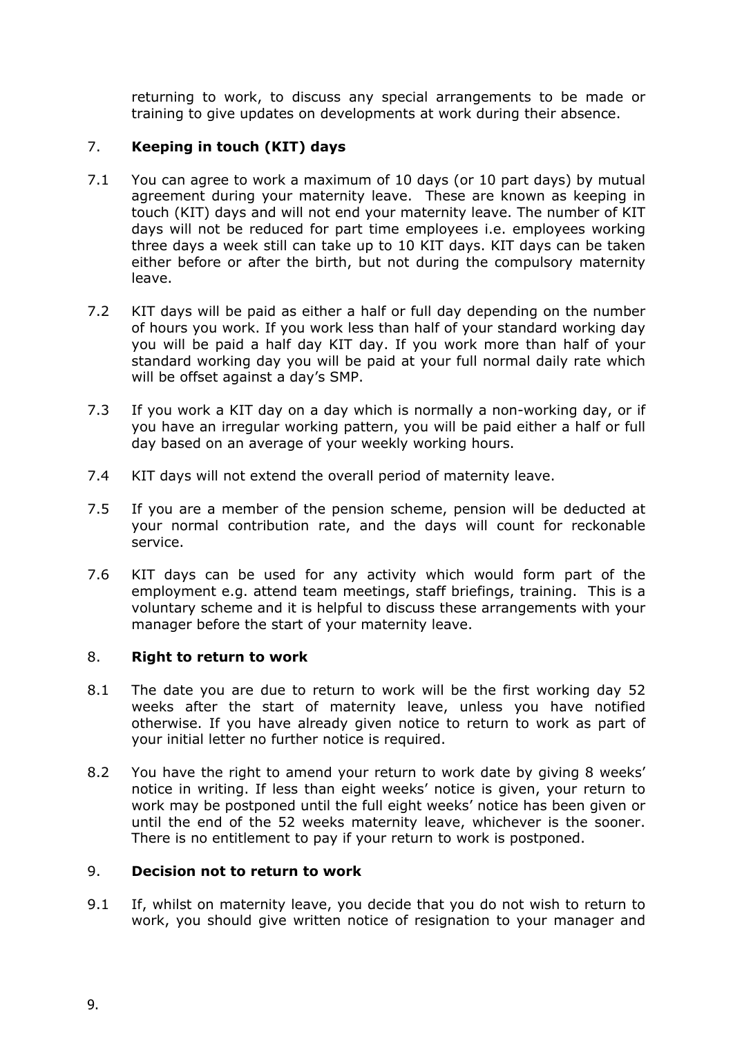returning to work, to discuss any special arrangements to be made or training to give updates on developments at work during their absence.

## 7. **Keeping in touch (KIT) days**

7.1 You can agree to work a maximum of 10 days (or 10 part days) by mutual agreement during your maternity leave. These are known as keeping in touch (KIT) days and will not end your maternity leave. The number of KIT days will not be reduced for part time employees i.e. employees working three days a week still can take up to 10 KIT days. KIT days can be taken either before or after the birth, but not during the compulsory maternity leave.

7.2 KIT days will be paid as either a half or full day depending on the number of hours you work. If you work less than half of your standard working day you will be paid a half day KIT day. If you work more than half of your standard working day you will be paid at your full normal daily rate which will be offset against a day's SMP.

7.3 If you work a KIT day on a day which is normally a non-working day, or if you have an irregular working pattern, you will be paid either a half or full day based on an average of your weekly working hours.

7.4 KIT days will not extend the overall period of maternity leave.

7.5 If you are a member of the pension scheme, pension will be deducted at your normal contribution rate, and the days will count for reckonable service.

7.6 KIT days can be used for any activity which would form part of the employment e.g. attend team meetings, staff briefings, training. This is a voluntary scheme and it is helpful to discuss these arrangements with your manager before the start of your maternity leave.

## 8. **Right to return to work**

8.1 The date you are due to return to work will be the first working day 52 weeks after the start of maternity leave, unless you have notified otherwise. If you have already given notice to return to work as part of your initial letter no further notice is required.

8.2 You have the right to amend your return to work date by giving 8 weeks' notice in writing. If less than eight weeks' notice is given, your return to work may be postponed until the full eight weeks' notice has been given or until the end of the 52 weeks maternity leave, whichever is the sooner. There is no entitlement to pay if your return to work is postponed.

## 9. **Decision not to return to work**

9.1 If, whilst on maternity leave, you decide that you do not wish to return to work, you should give written notice of resignation to your manager and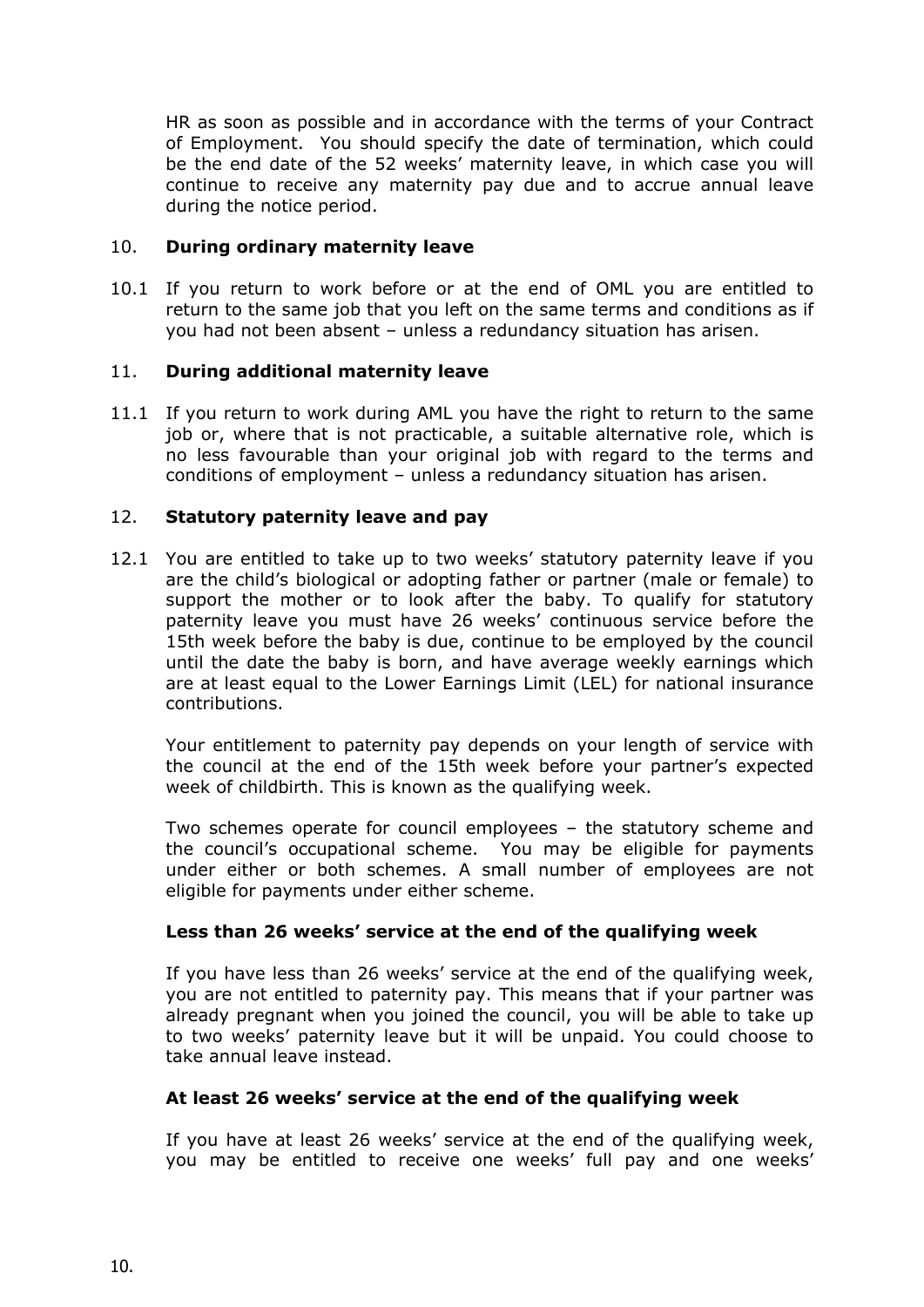HR as soon as possible and in accordance with the terms of your Contract of Employment. You should specify the date of termination, which could be the end date of the 52 weeks' maternity leave, in which case you will continue to receive any maternity pay due and to accrue annual leave during the notice period.

## 10. During ordinary maternity leave

10.1 If you return to work before or at the end of OML you are entitled to return to the same job that you left on the same terms and conditions as if you had not been absent – unless a redundancy situation has arisen.

## 11. During additional maternity leave

11.1 If you return to work during AML you have the right to return to the same job or, where that is not practicable, a suitable alternative role, which is no less favourable than your original job with regard to the terms and conditions of employment – unless a redundancy situation has arisen.

## 12. Statutory paternity leave and pay

12.1 You are entitled to take up to two weeks' statutory paternity leave if you are the child's biological or adopting father or partner (male or female) to support the mother or to look after the baby. To qualify for statutory paternity leave you must have 26 weeks' continuous service before the 15th week before the baby is due, continue to be employed by the council until the date the baby is born, and have average weekly earnings which are at least equal to the Lower Earnings Limit (LEL) for national insurance contributions.

Your entitlement to paternity pay depends on your length of service with the council at the end of the 15th week before your partner's expected week of childbirth. This is known as the qualifying week.

Two schemes operate for council employees – the statutory scheme and the council's occupational scheme. You may be eligible for payments under either or both schemes. A small number of employees are not eligible for payments under either scheme.

### Less than 26 weeks' service at the end of the qualifying week

If you have less than 26 weeks' service at the end of the qualifying week, you are not entitled to paternity pay. This means that if your partner was already pregnant when you joined the council, you will be able to take up to two weeks' paternity leave but it will be unpaid. You could choose to take annual leave instead.

### At least 26 weeks' service at the end of the qualifying week

If you have at least 26 weeks' service at the end of the qualifying week, you may be entitled to receive one weeks' full pay and one weeks'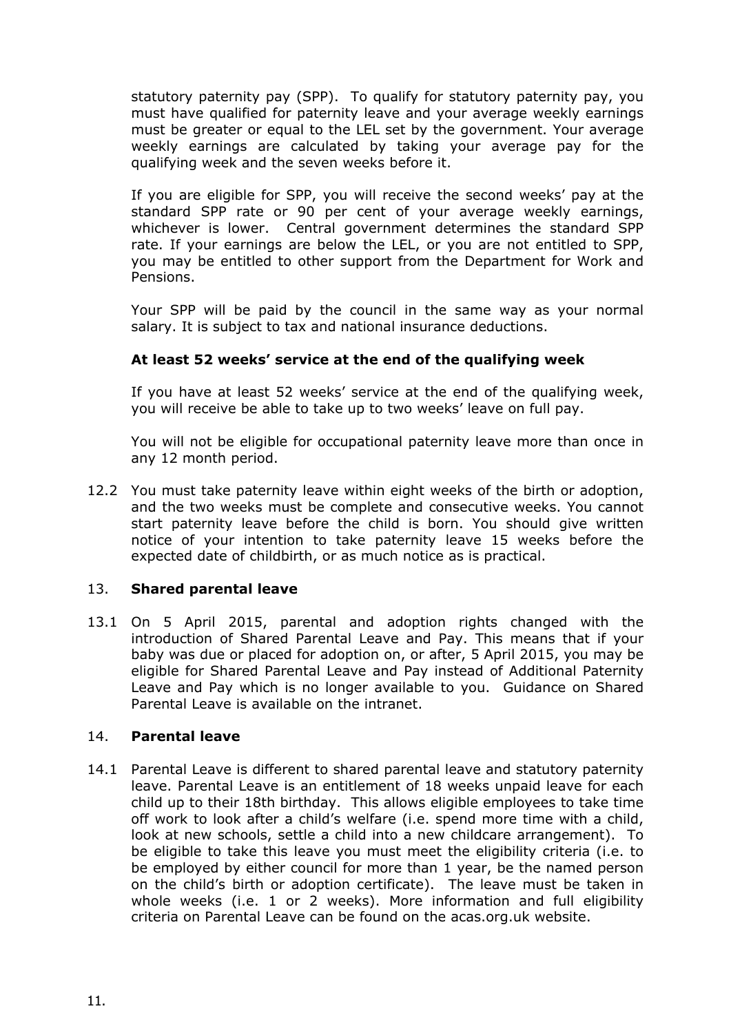statutory paternity pay (SPP). To qualify for statutory paternity pay, you must have qualified for paternity leave and your average weekly earnings must be greater or equal to the LEL set by the government. Your average weekly earnings are calculated by taking your average pay for the qualifying week and the seven weeks before it.

If you are eligible for SPP, you will receive the second weeks' pay at the standard SPP rate or 90 per cent of your average weekly earnings, whichever is lower. Central government determines the standard SPP rate. If your earnings are below the LEL, or you are not entitled to SPP, you may be entitled to other support from the Department for Work and Pensions.

Your SPP will be paid by the council in the same way as your normal salary. It is subject to tax and national insurance deductions.

**At least 52 weeks' service at the end of the qualifying week**

If you have at least 52 weeks' service at the end of the qualifying week, you will receive be able to take up to two weeks' leave on full pay.

You will not be eligible for occupational paternity leave more than once in any 12 month period.

12.2 You must take paternity leave within eight weeks of the birth or adoption, and the two weeks must be complete and consecutive weeks. You cannot start paternity leave before the child is born. You should give written notice of your intention to take paternity leave 15 weeks before the expected date of childbirth, or as much notice as is practical.

## 13. Shared parental leave

13.1 On 5 April 2015, parental and adoption rights changed with the introduction of Shared Parental Leave and Pay. This means that if your baby was due or placed for adoption on, or after, 5 April 2015, you may be eligible for Shared Parental Leave and Pay instead of Additional Paternity Leave and Pay which is no longer available to you. Guidance on Shared Parental Leave is available on the intranet.

## 14. Parental leave

14.1 Parental Leave is different to shared parental leave and statutory paternity leave. Parental Leave is an entitlement of 18 weeks unpaid leave for each child up to their 18th birthday. This allows eligible employees to take time off work to look after a child's welfare (i.e. spend more time with a child, look at new schools, settle a child into a new childcare arrangement). To be eligible to take this leave you must meet the eligibility criteria (i.e. to be employed by either council for more than 1 year, be the named person on the child's birth or adoption certificate). The leave must be taken in whole weeks (i.e. 1 or 2 weeks). More information and full eligibility criteria on Parental Leave can be found on the acas.org.uk website.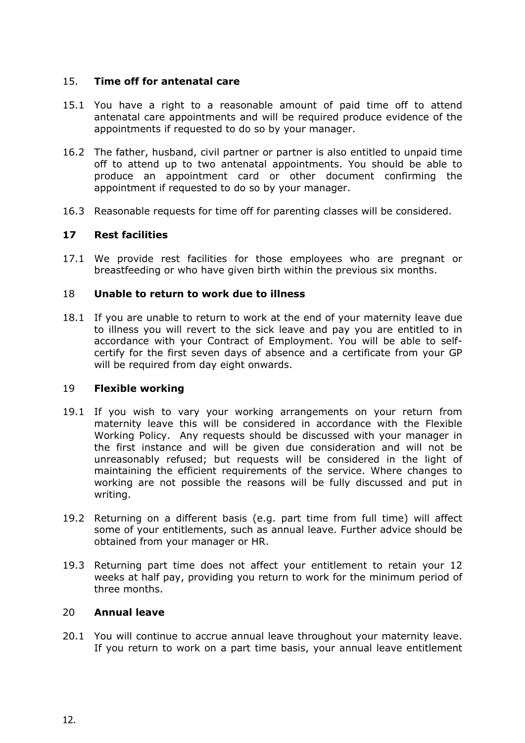## 15. Time off for antenatal care

15.1 You have a right to a reasonable amount of paid time off to attend antenatal care appointments and will be required produce evidence of the appointments if requested to do so by your manager.

16.2 The father, husband, civil partner or partner is also entitled to unpaid time off to attend up to two antenatal appointments. You should be able to produce an appointment card or other document confirming the appointment if requested to do so by your manager.

16.3 Reasonable requests for time off for parenting classes will be considered.

## 17 Rest facilities

17.1 We provide rest facilities for those employees who are pregnant or breastfeeding or who have given birth within the previous six months.

## 18 Unable to return to work due to illness

18.1 If you are unable to return to work at the end of your maternity leave due to illness you will revert to the sick leave and pay you are entitled to in accordance with your Contract of Employment. You will be able to self-certify for the first seven days of absence and a certificate from your GP will be required from day eight onwards.

## 19 Flexible working

19.1 If you wish to vary your working arrangements on your return from maternity leave this will be considered in accordance with the Flexible Working Policy. Any requests should be discussed with your manager in the first instance and will be given due consideration and will not be unreasonably refused; but requests will be considered in the light of maintaining the efficient requirements of the service. Where changes to working are not possible the reasons will be fully discussed and put in writing.

19.2 Returning on a different basis (e.g. part time from full time) will affect some of your entitlements, such as annual leave. Further advice should be obtained from your manager or HR.

19.3 Returning part time does not affect your entitlement to retain your 12 weeks at half pay, providing you return to work for the minimum period of three months.

## 20 Annual leave

20.1 You will continue to accrue annual leave throughout your maternity leave. If you return to work on a part time basis, your annual leave entitlement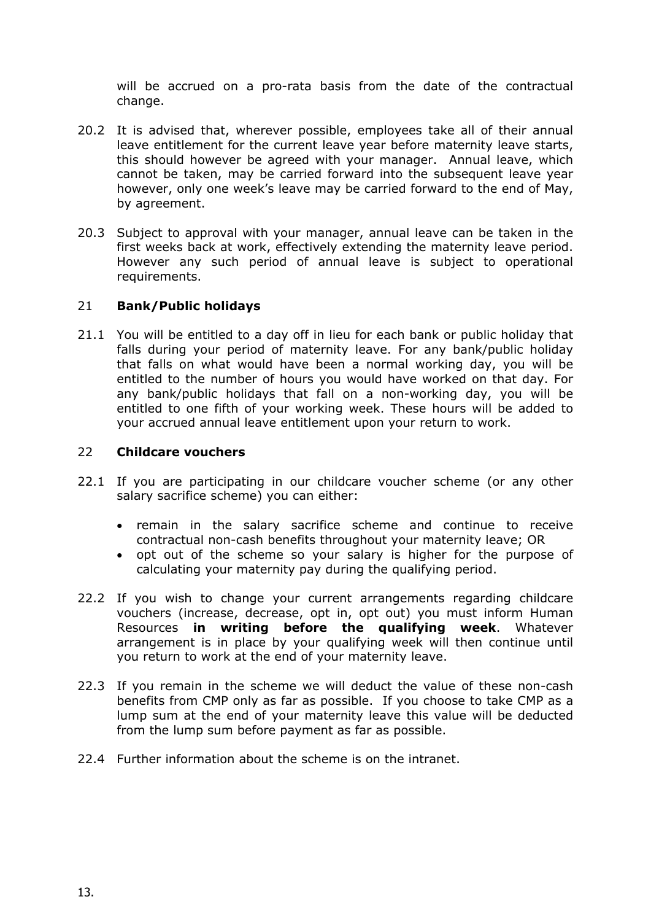will be accrued on a pro-rata basis from the date of the contractual change.

20.2 It is advised that, wherever possible, employees take all of their annual leave entitlement for the current leave year before maternity leave starts, this should however be agreed with your manager. Annual leave, which cannot be taken, may be carried forward into the subsequent leave year however, only one week's leave may be carried forward to the end of May, by agreement.

20.3 Subject to approval with your manager, annual leave can be taken in the first weeks back at work, effectively extending the maternity leave period. However any such period of annual leave is subject to operational requirements.

## 21 Bank/Public holidays

21.1 You will be entitled to a day off in lieu for each bank or public holiday that falls during your period of maternity leave. For any bank/public holiday that falls on what would have been a normal working day, you will be entitled to the number of hours you would have worked on that day. For any bank/public holidays that fall on a non-working day, you will be entitled to one fifth of your working week. These hours will be added to your accrued annual leave entitlement upon your return to work.

## 22 Childcare vouchers

22.1 If you are participating in our childcare voucher scheme (or any other salary sacrifice scheme) you can either:

- remain in the salary sacrifice scheme and continue to receive contractual non-cash benefits throughout your maternity leave; OR
- opt out of the scheme so your salary is higher for the purpose of calculating your maternity pay during the qualifying period.

22.2 If you wish to change your current arrangements regarding childcare vouchers (increase, decrease, opt in, opt out) you must inform Human Resources **in writing before the qualifying week**. Whatever arrangement is in place by your qualifying week will then continue until you return to work at the end of your maternity leave.

22.3 If you remain in the scheme we will deduct the value of these non-cash benefits from CMP only as far as possible. If you choose to take CMP as a lump sum at the end of your maternity leave this value will be deducted from the lump sum before payment as far as possible.

22.4 Further information about the scheme is on the intranet.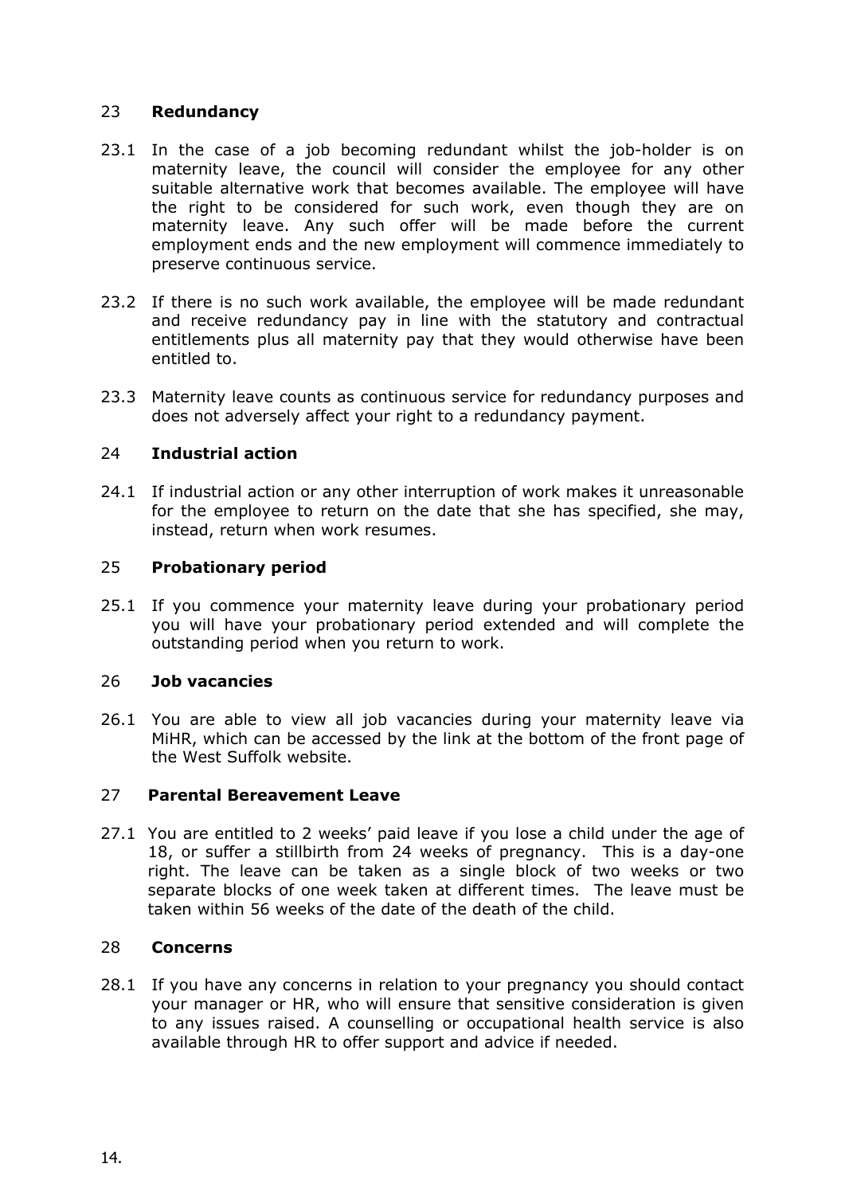## 23 Redundancy

23.1 In the case of a job becoming redundant whilst the job-holder is on maternity leave, the council will consider the employee for any other suitable alternative work that becomes available. The employee will have the right to be considered for such work, even though they are on maternity leave. Any such offer will be made before the current employment ends and the new employment will commence immediately to preserve continuous service.

23.2 If there is no such work available, the employee will be made redundant and receive redundancy pay in line with the statutory and contractual entitlements plus all maternity pay that they would otherwise have been entitled to.

23.3 Maternity leave counts as continuous service for redundancy purposes and does not adversely affect your right to a redundancy payment.

## 24 Industrial action

24.1 If industrial action or any other interruption of work makes it unreasonable for the employee to return on the date that she has specified, she may, instead, return when work resumes.

## 25 Probationary period

25.1 If you commence your maternity leave during your probationary period you will have your probationary period extended and will complete the outstanding period when you return to work.

## 26 Job vacancies

26.1 You are able to view all job vacancies during your maternity leave via MiHR, which can be accessed by the link at the bottom of the front page of the West Suffolk website.

## 27 Parental Bereavement Leave

27.1 You are entitled to 2 weeks' paid leave if you lose a child under the age of 18, or suffer a stillbirth from 24 weeks of pregnancy. This is a day-one right. The leave can be taken as a single block of two weeks or two separate blocks of one week taken at different times. The leave must be taken within 56 weeks of the date of the death of the child.

## 28 Concerns

28.1 If you have any concerns in relation to your pregnancy you should contact your manager or HR, who will ensure that sensitive consideration is given to any issues raised. A counselling or occupational health service is also available through HR to offer support and advice if needed.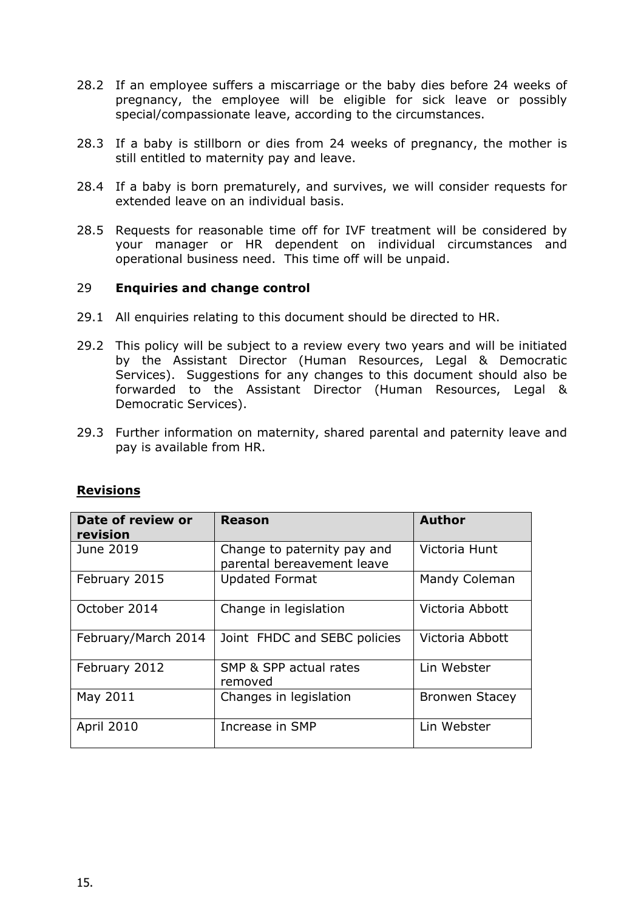28.2 If an employee suffers a miscarriage or the baby dies before 24 weeks of pregnancy, the employee will be eligible for sick leave or possibly special/compassionate leave, according to the circumstances.

28.3 If a baby is stillborn or dies from 24 weeks of pregnancy, the mother is still entitled to maternity pay and leave.

28.4 If a baby is born prematurely, and survives, we will consider requests for extended leave on an individual basis.

28.5 Requests for reasonable time off for IVF treatment will be considered by your manager or HR dependent on individual circumstances and operational business need. This time off will be unpaid.

## 29 Enquiries and change control

29.1 All enquiries relating to this document should be directed to HR.

29.2 This policy will be subject to a review every two years and will be initiated by the Assistant Director (Human Resources, Legal & Democratic Services). Suggestions for any changes to this document should also be forwarded to the Assistant Director (Human Resources, Legal & Democratic Services).

29.3 Further information on maternity, shared parental and paternity leave and pay is available from HR.

### Revisions

| Date of review or revision | Reason | Author |
|---|---|---|
| June 2019 | Change to paternity pay and parental bereavement leave | Victoria Hunt |
| February 2015 | Updated Format | Mandy Coleman |
| October 2014 | Change in legislation | Victoria Abbott |
| February/March 2014 | Joint FHDC and SEBC policies | Victoria Abbott |
| February 2012 | SMP & SPP actual rates removed | Lin Webster |
| May 2011 | Changes in legislation | Bronwen Stacey |
| April 2010 | Increase in SMP | Lin Webster |